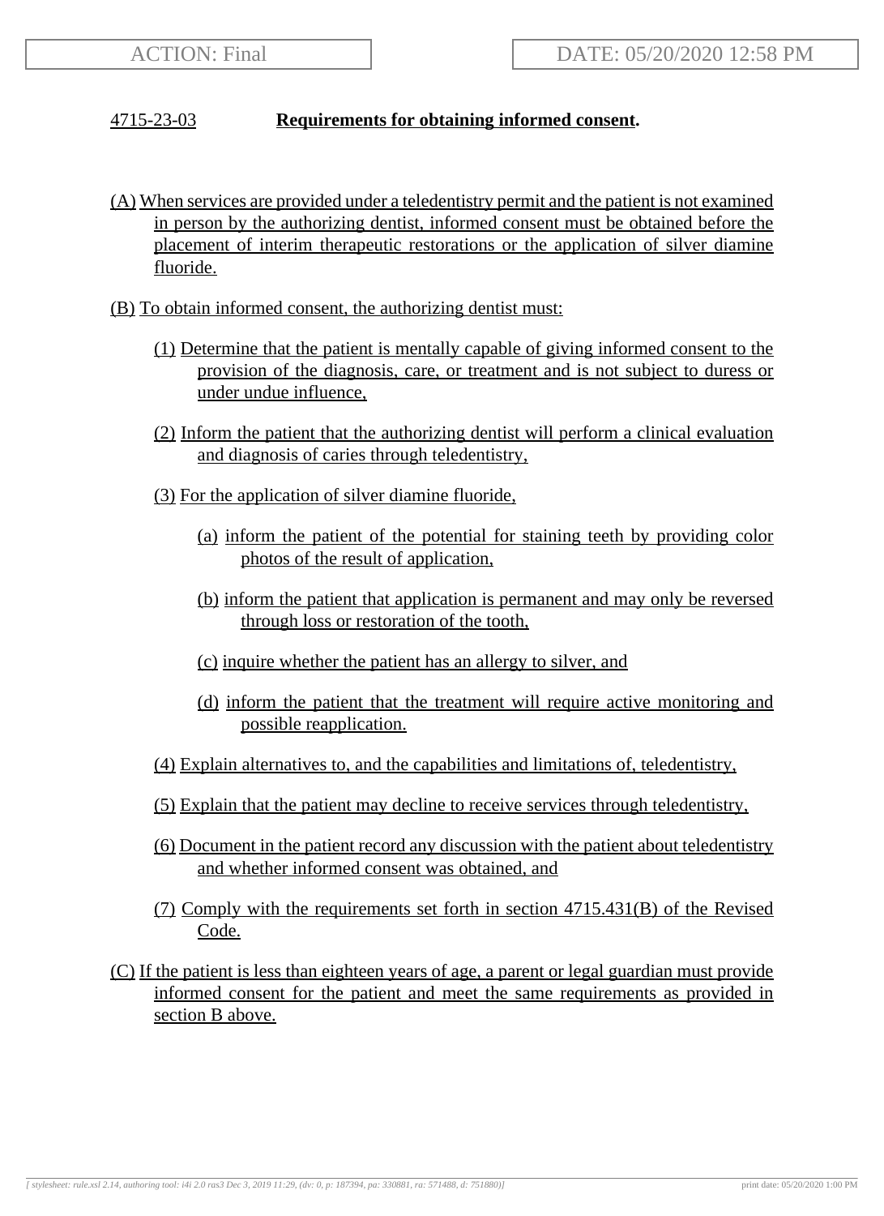ACTION: Final

DATE: 05/20/2020 12:58 PM

## 4715-23-03 **Requirements for obtaining informed consent.**

(A) When services are provided under a teledentistry permit and the patient is not examined in person by the authorizing dentist, informed consent must be obtained before the placement of interim therapeutic restorations or the application of silver diamine fluoride.

(B) To obtain informed consent, the authorizing dentist must:

(1) Determine that the patient is mentally capable of giving informed consent to the provision of the diagnosis, care, or treatment and is not subject to duress or under undue influence,

(2) Inform the patient that the authorizing dentist will perform a clinical evaluation and diagnosis of caries through teledentistry,

(3) For the application of silver diamine fluoride,

(a) inform the patient of the potential for staining teeth by providing color photos of the result of application,

(b) inform the patient that application is permanent and may only be reversed through loss or restoration of the tooth,

(c) inquire whether the patient has an allergy to silver, and

(d) inform the patient that the treatment will require active monitoring and possible reapplication.

(4) Explain alternatives to, and the capabilities and limitations of, teledentistry,

(5) Explain that the patient may decline to receive services through teledentistry,

(6) Document in the patient record any discussion with the patient about teledentistry and whether informed consent was obtained, and

(7) Comply with the requirements set forth in section 4715.431(B) of the Revised Code.

(C) If the patient is less than eighteen years of age, a parent or legal guardian must provide informed consent for the patient and meet the same requirements as provided in section B above.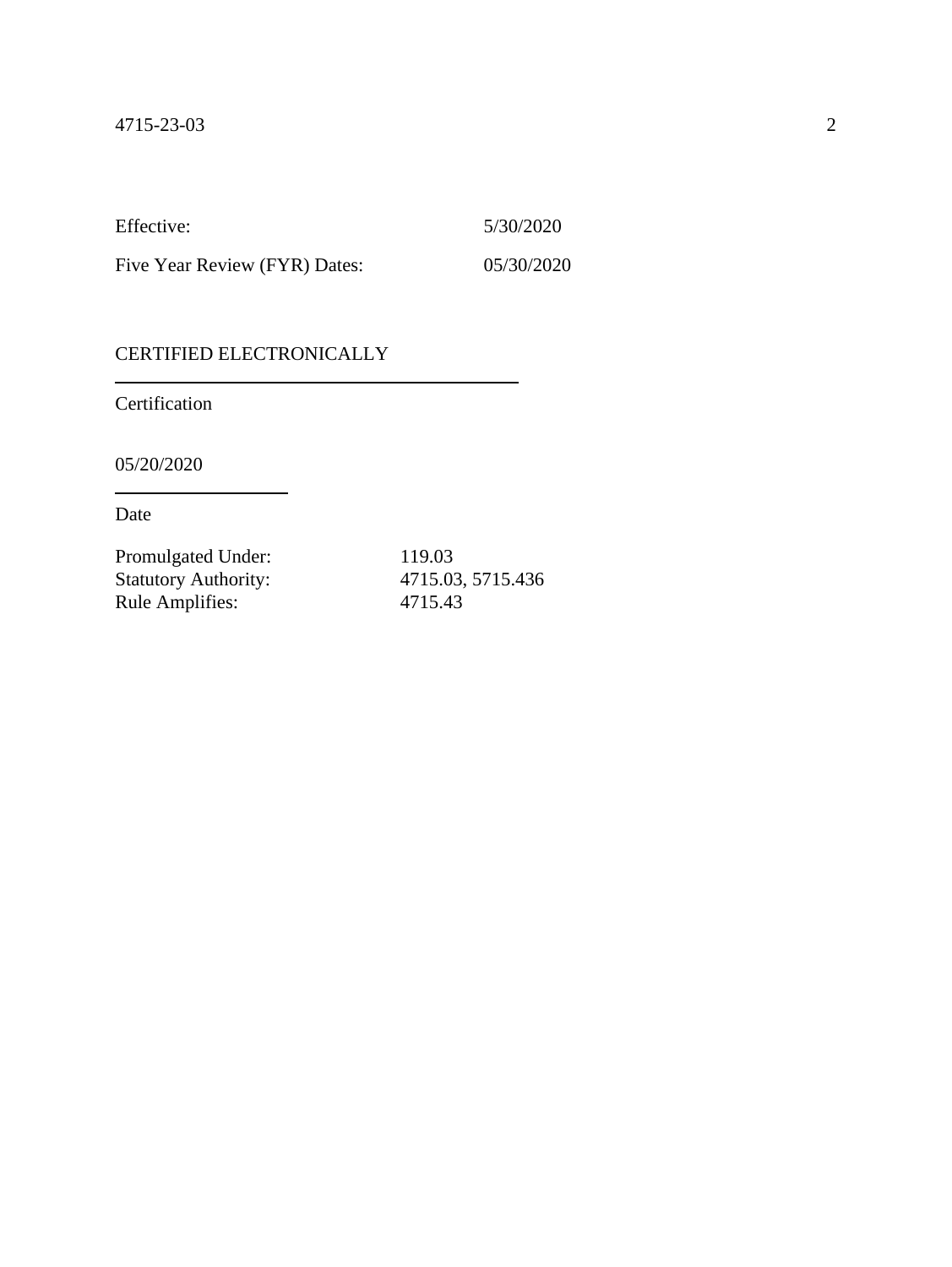Effective: 5/30/2020

Five Year Review (FYR) Dates: 05/30/2020

CERTIFIED ELECTRONICALLY

---

Certification

05/20/2020

---

Date

Promulgated Under: 119.03
Statutory Authority: 4715.03, 5715.436
Rule Amplifies: 4715.43